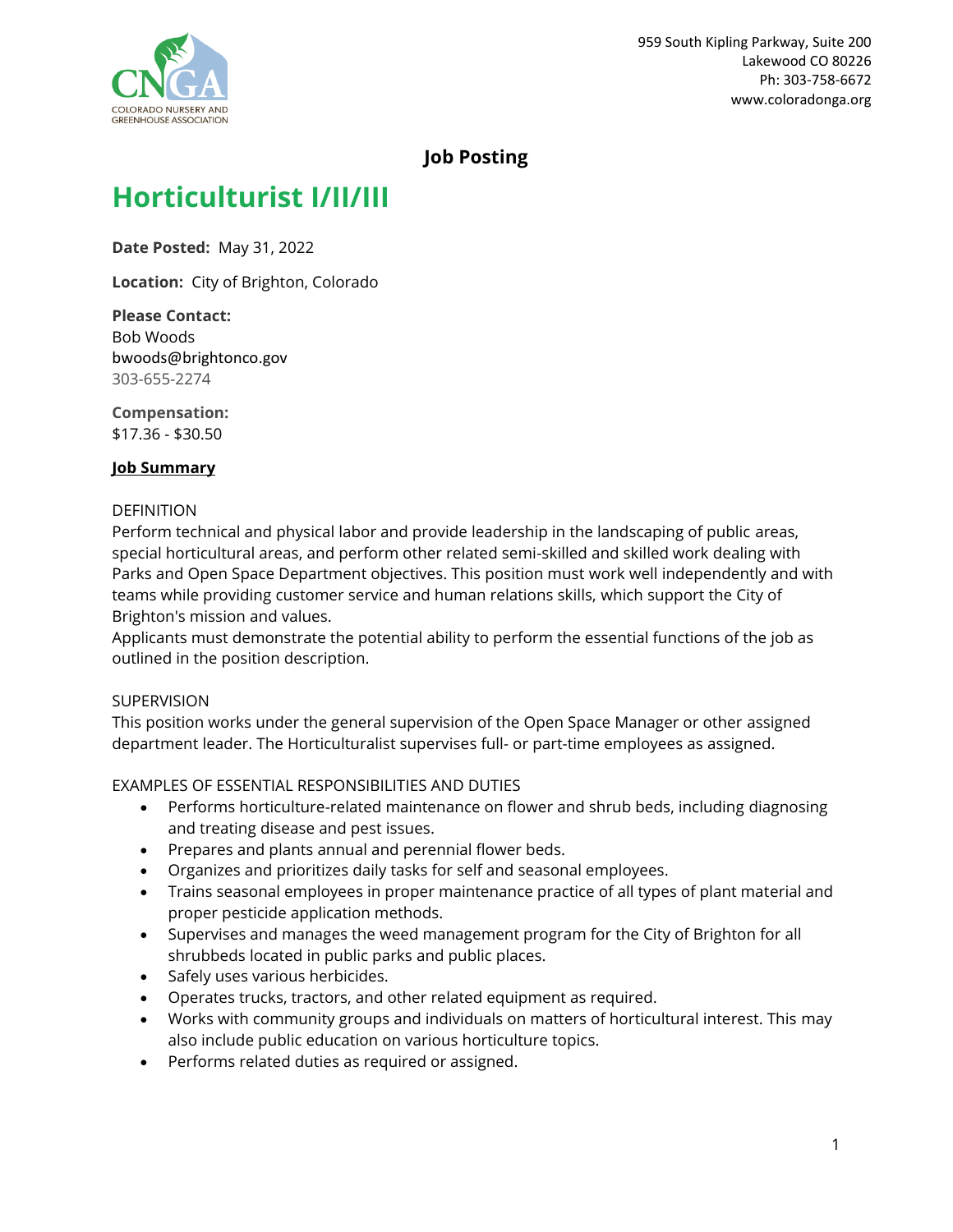959 South Kipling Parkway, Suite 200
Lakewood CO 80226
Ph: 303-758-6672
www.coloradonga.org

**Job Posting**

# Horticulturist I/II/III

**Date Posted:** May 31, 2022

**Location:** City of Brighton, Colorado

**Please Contact:**
Bob Woods
bwoods@brightonco.gov
303-655-2274

**Compensation:**
$17.36 - $30.50

**Job Summary**

DEFINITION
Perform technical and physical labor and provide leadership in the landscaping of public areas, special horticultural areas, and perform other related semi-skilled and skilled work dealing with Parks and Open Space Department objectives. This position must work well independently and with teams while providing customer service and human relations skills, which support the City of Brighton's mission and values.
Applicants must demonstrate the potential ability to perform the essential functions of the job as outlined in the position description.

SUPERVISION
This position works under the general supervision of the Open Space Manager or other assigned department leader. The Horticulturalist supervises full- or part-time employees as assigned.

EXAMPLES OF ESSENTIAL RESPONSIBILITIES AND DUTIES

- Performs horticulture-related maintenance on flower and shrub beds, including diagnosing and treating disease and pest issues.
- Prepares and plants annual and perennial flower beds.
- Organizes and prioritizes daily tasks for self and seasonal employees.
- Trains seasonal employees in proper maintenance practice of all types of plant material and proper pesticide application methods.
- Supervises and manages the weed management program for the City of Brighton for all shrubbeds located in public parks and public places.
- Safely uses various herbicides.
- Operates trucks, tractors, and other related equipment as required.
- Works with community groups and individuals on matters of horticultural interest. This may also include public education on various horticulture topics.
- Performs related duties as required or assigned.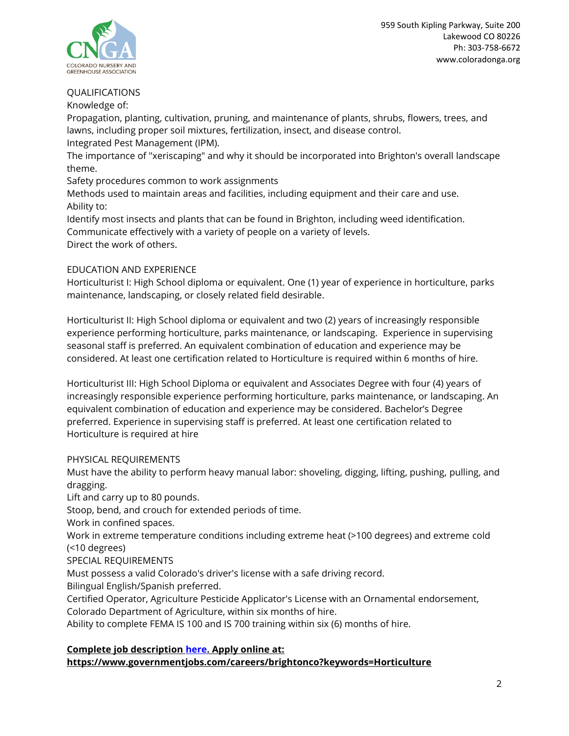QUALIFICATIONS

Knowledge of:

Propagation, planting, cultivation, pruning, and maintenance of plants, shrubs, flowers, trees, and lawns, including proper soil mixtures, fertilization, insect, and disease control.

Integrated Pest Management (IPM).

The importance of "xeriscaping" and why it should be incorporated into Brighton's overall landscape theme.

Safety procedures common to work assignments

Methods used to maintain areas and facilities, including equipment and their care and use.

Ability to:

Identify most insects and plants that can be found in Brighton, including weed identification.

Communicate effectively with a variety of people on a variety of levels.

Direct the work of others.

EDUCATION AND EXPERIENCE

Horticulturist I: High School diploma or equivalent. One (1) year of experience in horticulture, parks maintenance, landscaping, or closely related field desirable.

Horticulturist II: High School diploma or equivalent and two (2) years of increasingly responsible experience performing horticulture, parks maintenance, or landscaping. Experience in supervising seasonal staff is preferred. An equivalent combination of education and experience may be considered. At least one certification related to Horticulture is required within 6 months of hire.

Horticulturist III: High School Diploma or equivalent and Associates Degree with four (4) years of increasingly responsible experience performing horticulture, parks maintenance, or landscaping. An equivalent combination of education and experience may be considered. Bachelor's Degree preferred. Experience in supervising staff is preferred. At least one certification related to Horticulture is required at hire

PHYSICAL REQUIREMENTS

Must have the ability to perform heavy manual labor: shoveling, digging, lifting, pushing, pulling, and dragging.

Lift and carry up to 80 pounds.

Stoop, bend, and crouch for extended periods of time.

Work in confined spaces.

Work in extreme temperature conditions including extreme heat (>100 degrees) and extreme cold (<10 degrees)

SPECIAL REQUIREMENTS

Must possess a valid Colorado's driver's license with a safe driving record.

Bilingual English/Spanish preferred.

Certified Operator, Agriculture Pesticide Applicator's License with an Ornamental endorsement, Colorado Department of Agriculture, within six months of hire.

Ability to complete FEMA IS 100 and IS 700 training within six (6) months of hire.

**Complete job description here. Apply online at:**
**https://www.governmentjobs.com/careers/brightonco?keywords=Horticulture**